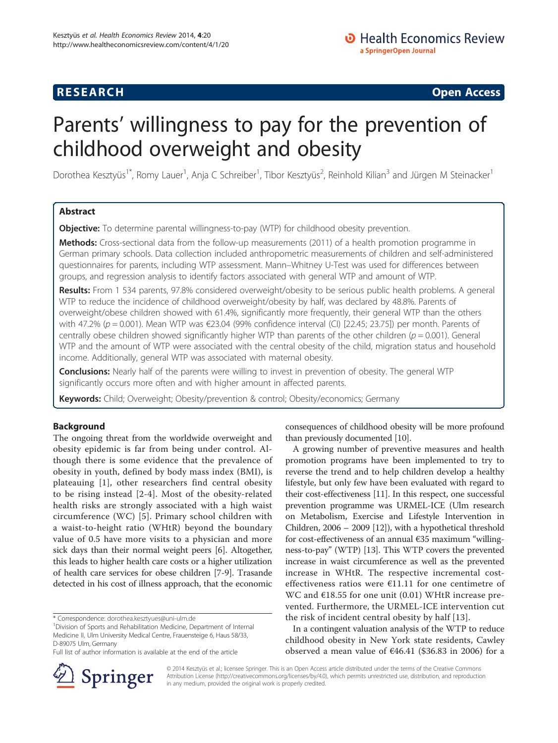**RESEARCH** **Open Access**

# Parents' willingness to pay for the prevention of childhood overweight and obesity

Dorothea Kesztyüs[1*], Romy Lauer[1], Anja C Schreiber[1], Tibor Kesztyüs[2], Reinhold Kilian[3] and Jürgen M Steinacker[1]

## Abstract

**Objective:** To determine parental willingness-to-pay (WTP) for childhood obesity prevention.

**Methods:** Cross-sectional data from the follow-up measurements (2011) of a health promotion programme in German primary schools. Data collection included anthropometric measurements of children and self-administered questionnaires for parents, including WTP assessment. Mann–Whitney U-Test was used for differences between groups, and regression analysis to identify factors associated with general WTP and amount of WTP.

**Results:** From 1 534 parents, 97.8% considered overweight/obesity to be serious public health problems. A general WTP to reduce the incidence of childhood overweight/obesity by half, was declared by 48.8%. Parents of overweight/obese children showed with 61.4%, significantly more frequently, their general WTP than the others with 47.2% ($p = 0.001$). Mean WTP was €23.04 (99% confidence interval (CI) [22.45; 23.75]) per month. Parents of centrally obese children showed significantly higher WTP than parents of the other children ($p = 0.001$). General WTP and the amount of WTP were associated with the central obesity of the child, migration status and household income. Additionally, general WTP was associated with maternal obesity.

**Conclusions:** Nearly half of the parents were willing to invest in prevention of obesity. The general WTP significantly occurs more often and with higher amount in affected parents.

**Keywords:** Child; Overweight; Obesity/prevention & control; Obesity/economics; Germany

## Background

The ongoing threat from the worldwide overweight and obesity epidemic is far from being under control. Although there is some evidence that the prevalence of obesity in youth, defined by body mass index (BMI), is plateauing [1], other researchers find central obesity to be rising instead [2-4]. Most of the obesity-related health risks are strongly associated with a high waist circumference (WC) [5]. Primary school children with a waist-to-height ratio (WHtR) beyond the boundary value of 0.5 have more visits to a physician and more sick days than their normal weight peers [6]. Altogether, this leads to higher health care costs or a higher utilization of health care services for obese children [7-9]. Trasande detected in his cost of illness approach, that the economic consequences of childhood obesity will be more profound than previously documented [10].

A growing number of preventive measures and health promotion programs have been implemented to try to reverse the trend and to help children develop a healthy lifestyle, but only few have been evaluated with regard to their cost-effectiveness [11]. In this respect, one successful prevention programme was URMEL-ICE (Ulm research on Metabolism, Exercise and Lifestyle Intervention in Children, 2006 – 2009 [12]), with a hypothetical threshold for cost-effectiveness of an annual €35 maximum "willingness-to-pay" (WTP) [13]. This WTP covers the prevented increase in waist circumference as well as the prevented increase in WHtR. The respective incremental cost-effectiveness ratios were €11.11 for one centimetre of WC and €18.55 for one unit (0.01) WHtR increase prevented. Furthermore, the URMEL-ICE intervention cut the risk of incident central obesity by half [13].

In a contingent valuation analysis of the WTP to reduce childhood obesity in New York state residents, Cawley observed a mean value of €46.41 ($36.83 in 2006) for a

\* Correspondence: dorothea.kesztyues@uni-ulm.de
[1]Division of Sports and Rehabilitation Medicine, Department of Internal Medicine II, Ulm University Medical Centre, Frauensteige 6, Haus 58/33, D-89075 Ulm, Germany
Full list of author information is available at the end of the article

© 2014 Kesztyüs et al.; licensee Springer. This is an Open Access article distributed under the terms of the Creative Commons Attribution License (http://creativecommons.org/licenses/by/4.0), which permits unrestricted use, distribution, and reproduction in any medium, provided the original work is properly credited.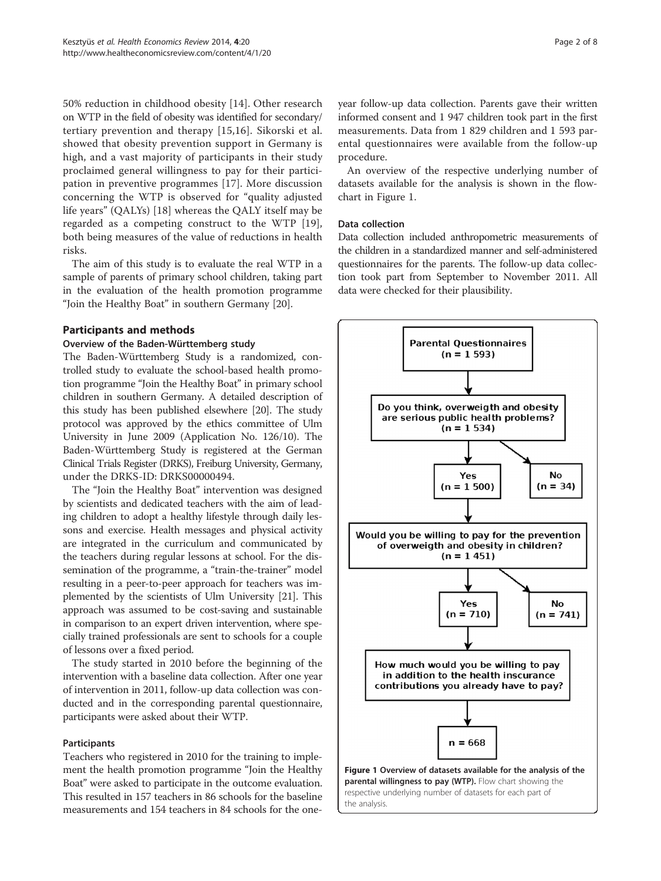50% reduction in childhood obesity [14]. Other research on WTP in the field of obesity was identified for secondary/tertiary prevention and therapy [15,16]. Sikorski et al. showed that obesity prevention support in Germany is high, and a vast majority of participants in their study proclaimed general willingness to pay for their participation in preventive programmes [17]. More discussion concerning the WTP is observed for "quality adjusted life years" (QALYs) [18] whereas the QALY itself may be regarded as a competing construct to the WTP [19], both being measures of the value of reductions in health risks.

The aim of this study is to evaluate the real WTP in a sample of parents of primary school children, taking part in the evaluation of the health promotion programme "Join the Healthy Boat" in southern Germany [20].

## Participants and methods

### Overview of the Baden-Württemberg study

The Baden-Württemberg Study is a randomized, controlled study to evaluate the school-based health promotion programme "Join the Healthy Boat" in primary school children in southern Germany. A detailed description of this study has been published elsewhere [20]. The study protocol was approved by the ethics committee of Ulm University in June 2009 (Application No. 126/10). The Baden-Württemberg Study is registered at the German Clinical Trials Register (DRKS), Freiburg University, Germany, under the DRKS-ID: DRKS00000494.

The "Join the Healthy Boat" intervention was designed by scientists and dedicated teachers with the aim of leading children to adopt a healthy lifestyle through daily lessons and exercise. Health messages and physical activity are integrated in the curriculum and communicated by the teachers during regular lessons at school. For the dissemination of the programme, a "train-the-trainer" model resulting in a peer-to-peer approach for teachers was implemented by the scientists of Ulm University [21]. This approach was assumed to be cost-saving and sustainable in comparison to an expert driven intervention, where specially trained professionals are sent to schools for a couple of lessons over a fixed period.

The study started in 2010 before the beginning of the intervention with a baseline data collection. After one year of intervention in 2011, follow-up data collection was conducted and in the corresponding parental questionnaire, participants were asked about their WTP.

### Participants

Teachers who registered in 2010 for the training to implement the health promotion programme "Join the Healthy Boat" were asked to participate in the outcome evaluation. This resulted in 157 teachers in 86 schools for the baseline measurements and 154 teachers in 84 schools for the one-year follow-up data collection. Parents gave their written informed consent and 1 947 children took part in the first measurements. Data from 1 829 children and 1 593 parental questionnaires were available from the follow-up procedure.

An overview of the respective underlying number of datasets available for the analysis is shown in the flow-chart in Figure 1.

### Data collection

Data collection included anthropometric measurements of the children in a standardized manner and self-administered questionnaires for the parents. The follow-up data collection took part from September to November 2011. All data were checked for their plausibility.

Parental Questionnaires (n = 1 593)

Do you think, overweigth and obesity are serious public health problems? (n = 1 534)

Yes (n = 1 500) | No (n = 34)

Would you be willing to pay for the prevention of overweigth and obesity in children? (n = 1 451)

Yes (n = 710) | No (n = 741)

How much would you be willing to pay in addition to the health inscurance contributions you already have to pay?

n = 668

**Figure 1 Overview of datasets available for the analysis of the parental willingness to pay (WTP).** Flow chart showing the respective underlying number of datasets for each part of the analysis.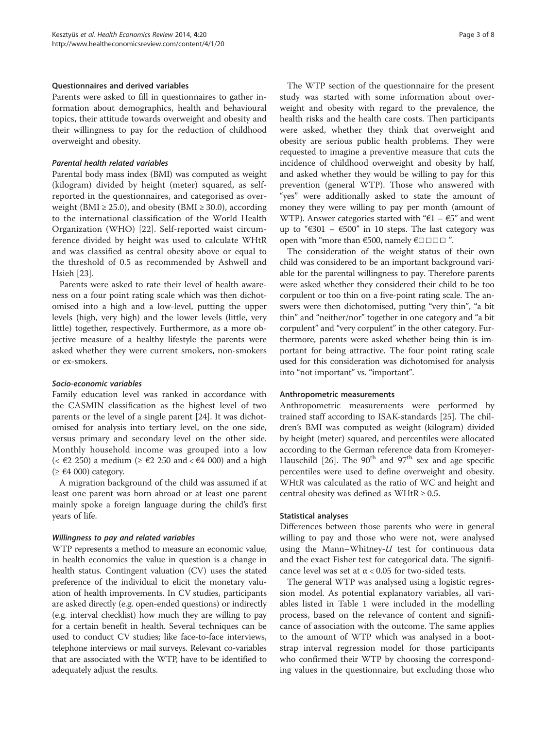### Questionnaires and derived variables

Parents were asked to fill in questionnaires to gather information about demographics, health and behavioural topics, their attitude towards overweight and obesity and their willingness to pay for the reduction of childhood overweight and obesity.

#### *Parental health related variables*

Parental body mass index (BMI) was computed as weight (kilogram) divided by height (meter) squared, as self-reported in the questionnaires, and categorised as overweight (BMI ≥ 25.0), and obesity (BMI ≥ 30.0), according to the international classification of the World Health Organization (WHO) [22]. Self-reported waist circumference divided by height was used to calculate WHtR and was classified as central obesity above or equal to the threshold of 0.5 as recommended by Ashwell and Hsieh [23].

Parents were asked to rate their level of health awareness on a four point rating scale which was then dichotomised into a high and a low-level, putting the upper levels (high, very high) and the lower levels (little, very little) together, respectively. Furthermore, as a more objective measure of a healthy lifestyle the parents were asked whether they were current smokers, non-smokers or ex-smokers.

#### *Socio-economic variables*

Family education level was ranked in accordance with the CASMIN classification as the highest level of two parents or the level of a single parent [24]. It was dichotomised for analysis into tertiary level, on the one side, versus primary and secondary level on the other side. Monthly household income was grouped into a low (< €2 250) a medium (≥ €2 250 and < €4 000) and a high (≥ €4 000) category.

A migration background of the child was assumed if at least one parent was born abroad or at least one parent mainly spoke a foreign language during the child's first years of life.

#### *Willingness to pay and related variables*

WTP represents a method to measure an economic value, in health economics the value in question is a change in health status. Contingent valuation (CV) uses the stated preference of the individual to elicit the monetary valuation of health improvements. In CV studies, participants are asked directly (e.g. open-ended questions) or indirectly (e.g. interval checklist) how much they are willing to pay for a certain benefit in health. Several techniques can be used to conduct CV studies; like face-to-face interviews, telephone interviews or mail surveys. Relevant co-variables that are associated with the WTP, have to be identified to adequately adjust the results.

The WTP section of the questionnaire for the present study was started with some information about overweight and obesity with regard to the prevalence, the health risks and the health care costs. Then participants were asked, whether they think that overweight and obesity are serious public health problems. They were requested to imagine a preventive measure that cuts the incidence of childhood overweight and obesity by half, and asked whether they would be willing to pay for this prevention (general WTP). Those who answered with "yes" were additionally asked to state the amount of money they were willing to pay per month (amount of WTP). Answer categories started with "€1 – €5" and went up to "€301 – €500" in 10 steps. The last category was open with "more than €500, namely €□□□□ ".

The consideration of the weight status of their own child was considered to be an important background variable for the parental willingness to pay. Therefore parents were asked whether they considered their child to be too corpulent or too thin on a five-point rating scale. The answers were then dichotomised, putting "very thin", "a bit thin" and "neither/nor" together in one category and "a bit corpulent" and "very corpulent" in the other category. Furthermore, parents were asked whether being thin is important for being attractive. The four point rating scale used for this consideration was dichotomised for analysis into "not important" vs. "important".

### Anthropometric measurements

Anthropometric measurements were performed by trained staff according to ISAK-standards [25]. The children's BMI was computed as weight (kilogram) divided by height (meter) squared, and percentiles were allocated according to the German reference data from Kromeyer-Hauschild [26]. The 90$^{th}$ and 97$^{th}$ sex and age specific percentiles were used to define overweight and obesity. WHtR was calculated as the ratio of WC and height and central obesity was defined as WHtR ≥ 0.5.

### Statistical analyses

Differences between those parents who were in general willing to pay and those who were not, were analysed using the Mann–Whitney-*U* test for continuous data and the exact Fisher test for categorical data. The significance level was set at $\alpha < 0.05$ for two-sided tests.

The general WTP was analysed using a logistic regression model. As potential explanatory variables, all variables listed in Table 1 were included in the modelling process, based on the relevance of content and significance of association with the outcome. The same applies to the amount of WTP which was analysed in a bootstrap interval regression model for those participants who confirmed their WTP by choosing the corresponding values in the questionnaire, but excluding those who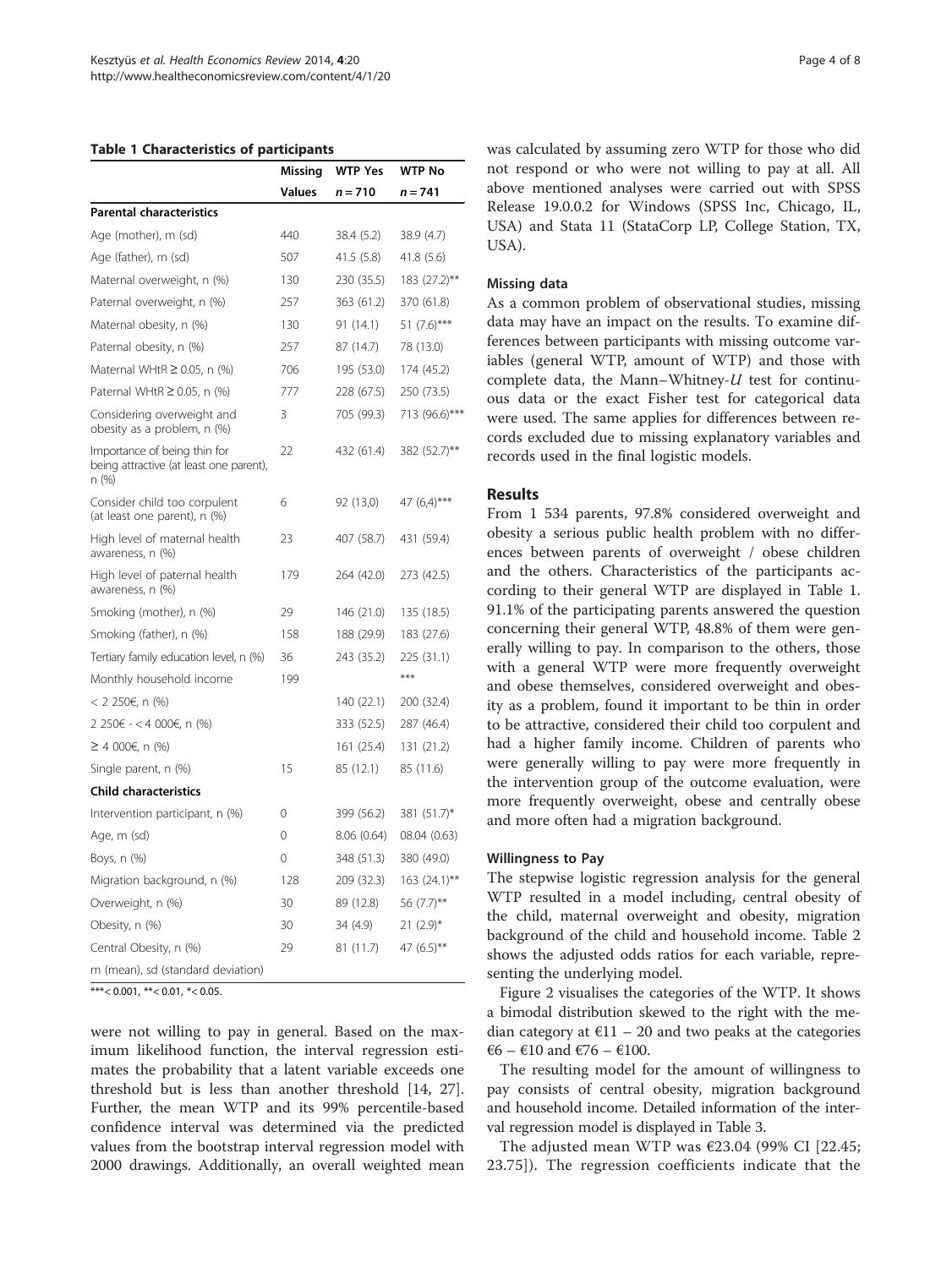**Table 1 Characteristics of participants**

| | Missing Values | WTP Yes $n = 710$ | WTP No $n = 741$ |
|---|---|---|---|
| **Parental characteristics** | | | |
| Age (mother), m (sd) | 440 | 38.4 (5.2) | 38.9 (4.7) |
| Age (father), m (sd) | 507 | 41.5 (5.8) | 41.8 (5.6) |
| Maternal overweight, n (%) | 130 | 230 (35.5) | 183 (27.2)** |
| Paternal overweight, n (%) | 257 | 363 (61.2) | 370 (61.8) |
| Maternal obesity, n (%) | 130 | 91 (14.1) | 51 (7.6)*** |
| Paternal obesity, n (%) | 257 | 87 (14.7) | 78 (13.0) |
| Maternal WHtR ≥ 0.05, n (%) | 706 | 195 (53.0) | 174 (45.2) |
| Paternal WHtR ≥ 0.05, n (%) | 777 | 228 (67.5) | 250 (73.5) |
| Considering overweight and obesity as a problem, n (%) | 3 | 705 (99.3) | 713 (96.6)*** |
| Importance of being thin for being attractive (at least one parent), n (%) | 22 | 432 (61.4) | 382 (52.7)** |
| Consider child too corpulent (at least one parent), n (%) | 6 | 92 (13,0) | 47 (6,4)*** |
| High level of maternal health awareness, n (%) | 23 | 407 (58.7) | 431 (59.4) |
| High level of paternal health awareness, n (%) | 179 | 264 (42.0) | 273 (42.5) |
| Smoking (mother), n (%) | 29 | 146 (21.0) | 135 (18.5) |
| Smoking (father), n (%) | 158 | 188 (29.9) | 183 (27.6) |
| Tertiary family education level, n (%) | 36 | 243 (35.2) | 225 (31.1) |
| Monthly household income | 199 | | *** |
| < 2 250€, n (%) | | 140 (22.1) | 200 (32.4) |
| 2 250€ - < 4 000€, n (%) | | 333 (52.5) | 287 (46.4) |
| ≥ 4 000€, n (%) | | 161 (25.4) | 131 (21.2) |
| Single parent, n (%) | 15 | 85 (12.1) | 85 (11.6) |
| **Child characteristics** | | | |
| Intervention participant, n (%) | 0 | 399 (56.2) | 381 (51.7)* |
| Age, m (sd) | 0 | 8.06 (0.64) | 08.04 (0.63) |
| Boys, n (%) | 0 | 348 (51.3) | 380 (49.0) |
| Migration background, n (%) | 128 | 209 (32.3) | 163 (24.1)** |
| Overweight, n (%) | 30 | 89 (12.8) | 56 (7.7)** |
| Obesity, n (%) | 30 | 34 (4.9) | 21 (2.9)* |
| Central Obesity, n (%) | 29 | 81 (11.7) | 47 (6.5)** |
| m (mean), sd (standard deviation) | | | |

***< 0.001, **< 0.01, *< 0.05.

were not willing to pay in general. Based on the maximum likelihood function, the interval regression estimates the probability that a latent variable exceeds one threshold but is less than another threshold [14, 27]. Further, the mean WTP and its 99% percentile-based confidence interval was determined via the predicted values from the bootstrap interval regression model with 2000 drawings. Additionally, an overall weighted mean was calculated by assuming zero WTP for those who did not respond or who were not willing to pay at all. All above mentioned analyses were carried out with SPSS Release 19.0.0.2 for Windows (SPSS Inc, Chicago, IL, USA) and Stata 11 (StataCorp LP, College Station, TX, USA).

### Missing data

As a common problem of observational studies, missing data may have an impact on the results. To examine differences between participants with missing outcome variables (general WTP, amount of WTP) and those with complete data, the Mann–Whitney-*U* test for continuous data or the exact Fisher test for categorical data were used. The same applies for differences between records excluded due to missing explanatory variables and records used in the final logistic models.

## Results

From 1 534 parents, 97.8% considered overweight and obesity a serious public health problem with no differences between parents of overweight / obese children and the others. Characteristics of the participants according to their general WTP are displayed in Table 1. 91.1% of the participating parents answered the question concerning their general WTP, 48.8% of them were generally willing to pay. In comparison to the others, those with a general WTP were more frequently overweight and obese themselves, considered overweight and obesity as a problem, found it important to be thin in order to be attractive, considered their child too corpulent and had a higher family income. Children of parents who were generally willing to pay were more frequently in the intervention group of the outcome evaluation, were more frequently overweight, obese and centrally obese and more often had a migration background.

### Willingness to Pay

The stepwise logistic regression analysis for the general WTP resulted in a model including, central obesity of the child, maternal overweight and obesity, migration background of the child and household income. Table 2 shows the adjusted odds ratios for each variable, representing the underlying model.

Figure 2 visualises the categories of the WTP. It shows a bimodal distribution skewed to the right with the median category at €11 – 20 and two peaks at the categories €6 – €10 and €76 – €100.

The resulting model for the amount of willingness to pay consists of central obesity, migration background and household income. Detailed information of the interval regression model is displayed in Table 3.

The adjusted mean WTP was €23.04 (99% CI [22.45; 23.75]). The regression coefficients indicate that the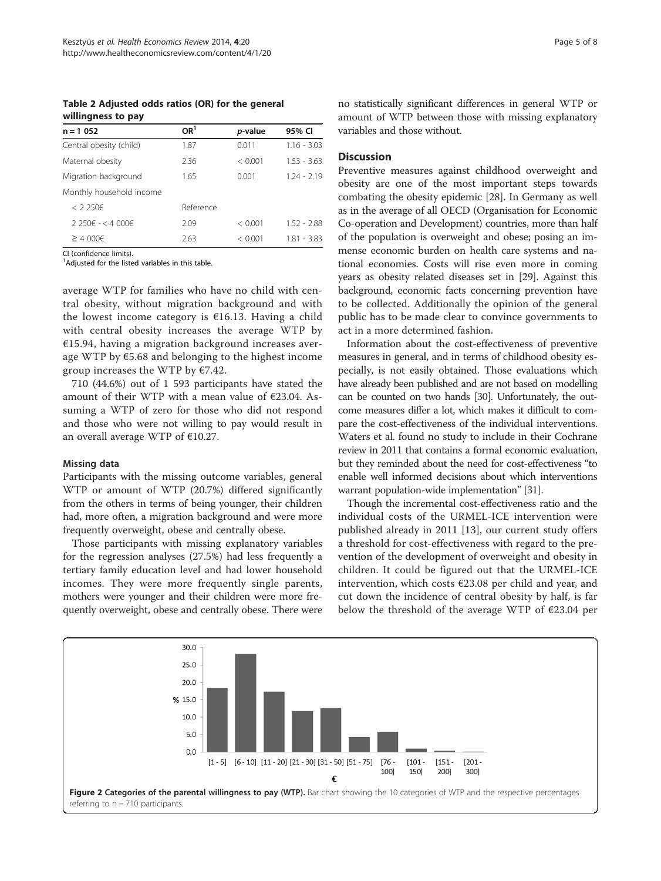**Table 2 Adjusted odds ratios (OR) for the general willingness to pay**

| n = 1 052 | OR[1] | *p*-value | 95% CI |
|---|---|---|---|
| Central obesity (child) | 1.87 | 0.011 | 1.16 - 3.03 |
| Maternal obesity | 2.36 | < 0.001 | 1.53 - 3.63 |
| Migration background | 1.65 | 0.001 | 1.24 - 2.19 |
| Monthly household income | | | |
| < 2 250€ | Reference | | |
| 2 250€ - < 4 000€ | 2.09 | < 0.001 | 1.52 - 2.88 |
| ≥ 4 000€ | 2.63 | < 0.001 | 1.81 - 3.83 |

CI (confidence limits).
[1]Adjusted for the listed variables in this table.

average WTP for families who have no child with central obesity, without migration background and with the lowest income category is €16.13. Having a child with central obesity increases the average WTP by €15.94, having a migration background increases average WTP by €5.68 and belonging to the highest income group increases the WTP by €7.42.

710 (44.6%) out of 1 593 participants have stated the amount of their WTP with a mean value of €23.04. Assuming a WTP of zero for those who did not respond and those who were not willing to pay would result in an overall average WTP of €10.27.

### Missing data

Participants with the missing outcome variables, general WTP or amount of WTP (20.7%) differed significantly from the others in terms of being younger, their children had, more often, a migration background and were more frequently overweight, obese and centrally obese.

Those participants with missing explanatory variables for the regression analyses (27.5%) had less frequently a tertiary family education level and had lower household incomes. They were more frequently single parents, mothers were younger and their children were more frequently overweight, obese and centrally obese. There were no statistically significant differences in general WTP or amount of WTP between those with missing explanatory variables and those without.

## Discussion

Preventive measures against childhood overweight and obesity are one of the most important steps towards combating the obesity epidemic [28]. In Germany as well as in the average of all OECD (Organisation for Economic Co-operation and Development) countries, more than half of the population is overweight and obese; posing an immense economic burden on health care systems and national economies. Costs will rise even more in coming years as obesity related diseases set in [29]. Against this background, economic facts concerning prevention have to be collected. Additionally the opinion of the general public has to be made clear to convince governments to act in a more determined fashion.

Information about the cost-effectiveness of preventive measures in general, and in terms of childhood obesity especially, is not easily obtained. Those evaluations which have already been published and are not based on modelling can be counted on two hands [30]. Unfortunately, the outcome measures differ a lot, which makes it difficult to compare the cost-effectiveness of the individual interventions. Waters et al. found no study to include in their Cochrane review in 2011 that contains a formal economic evaluation, but they reminded about the need for cost-effectiveness "to enable well informed decisions about which interventions warrant population-wide implementation" [31].

Though the incremental cost-effectiveness ratio and the individual costs of the URMEL-ICE intervention were published already in 2011 [13], our current study offers a threshold for cost-effectiveness with regard to the prevention of the development of overweight and obesity in children. It could be figured out that the URMEL-ICE intervention, which costs €23.08 per child and year, and cut down the incidence of central obesity by half, is far below the threshold of the average WTP of €23.04 per

**Figure 2 Categories of the parental willingness to pay (WTP).** Bar chart showing the 10 categories of WTP and the respective percentages referring to n = 710 participants.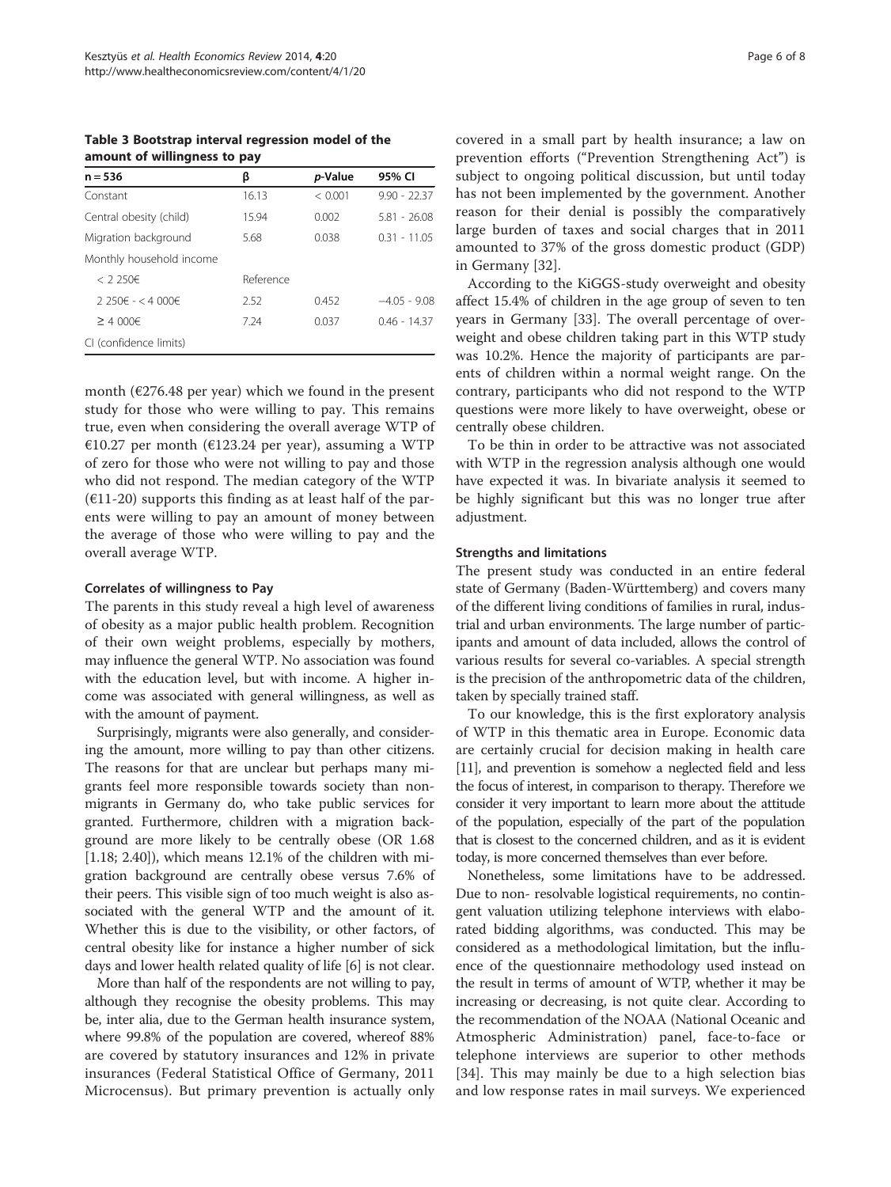**Table 3 Bootstrap interval regression model of the amount of willingness to pay**

| n = 536 | β | *p*-Value | 95% CI |
|---|---|---|---|
| Constant | 16.13 | < 0.001 | 9.90 - 22.37 |
| Central obesity (child) | 15.94 | 0.002 | 5.81 - 26.08 |
| Migration background | 5.68 | 0.038 | 0.31 - 11.05 |
| Monthly household income | | | |
| < 2 250€ | Reference | | |
| 2 250€ - < 4 000€ | 2.52 | 0.452 | −4.05 - 9.08 |
| ≥ 4 000€ | 7.24 | 0.037 | 0.46 - 14.37 |

CI (confidence limits).

month (€276.48 per year) which we found in the present study for those who were willing to pay. This remains true, even when considering the overall average WTP of €10.27 per month (€123.24 per year), assuming a WTP of zero for those who were not willing to pay and those who did not respond. The median category of the WTP (€11-20) supports this finding as at least half of the parents were willing to pay an amount of money between the average of those who were willing to pay and the overall average WTP.

#### Correlates of willingness to Pay

The parents in this study reveal a high level of awareness of obesity as a major public health problem. Recognition of their own weight problems, especially by mothers, may influence the general WTP. No association was found with the education level, but with income. A higher income was associated with general willingness, as well as with the amount of payment.

Surprisingly, migrants were also generally, and considering the amount, more willing to pay than other citizens. The reasons for that are unclear but perhaps many migrants feel more responsible towards society than nonmigrants in Germany do, who take public services for granted. Furthermore, children with a migration background are more likely to be centrally obese (OR 1.68 [1.18; 2.40]), which means 12.1% of the children with migration background are centrally obese versus 7.6% of their peers. This visible sign of too much weight is also associated with the general WTP and the amount of it. Whether this is due to the visibility, or other factors, of central obesity like for instance a higher number of sick days and lower health related quality of life [6] is not clear.

More than half of the respondents are not willing to pay, although they recognise the obesity problems. This may be, inter alia, due to the German health insurance system, where 99.8% of the population are covered, whereof 88% are covered by statutory insurances and 12% in private insurances (Federal Statistical Office of Germany, 2011 Microcensus). But primary prevention is actually only covered in a small part by health insurance; a law on prevention efforts ("Prevention Strengthening Act") is subject to ongoing political discussion, but until today has not been implemented by the government. Another reason for their denial is possibly the comparatively large burden of taxes and social charges that in 2011 amounted to 37% of the gross domestic product (GDP) in Germany [32].

According to the KiGGS-study overweight and obesity affect 15.4% of children in the age group of seven to ten years in Germany [33]. The overall percentage of overweight and obese children taking part in this WTP study was 10.2%. Hence the majority of participants are parents of children within a normal weight range. On the contrary, participants who did not respond to the WTP questions were more likely to have overweight, obese or centrally obese children.

To be thin in order to be attractive was not associated with WTP in the regression analysis although one would have expected it was. In bivariate analysis it seemed to be highly significant but this was no longer true after adjustment.

#### Strengths and limitations

The present study was conducted in an entire federal state of Germany (Baden-Württemberg) and covers many of the different living conditions of families in rural, industrial and urban environments. The large number of participants and amount of data included, allows the control of various results for several co-variables. A special strength is the precision of the anthropometric data of the children, taken by specially trained staff.

To our knowledge, this is the first exploratory analysis of WTP in this thematic area in Europe. Economic data are certainly crucial for decision making in health care [11], and prevention is somehow a neglected field and less the focus of interest, in comparison to therapy. Therefore we consider it very important to learn more about the attitude of the population, especially of the part of the population that is closest to the concerned children, and as it is evident today, is more concerned themselves than ever before.

Nonetheless, some limitations have to be addressed. Due to non- resolvable logistical requirements, no contingent valuation utilizing telephone interviews with elaborated bidding algorithms, was conducted. This may be considered as a methodological limitation, but the influence of the questionnaire methodology used instead on the result in terms of amount of WTP, whether it may be increasing or decreasing, is not quite clear. According to the recommendation of the NOAA (National Oceanic and Atmospheric Administration) panel, face-to-face or telephone interviews are superior to other methods [34]. This may mainly be due to a high selection bias and low response rates in mail surveys. We experienced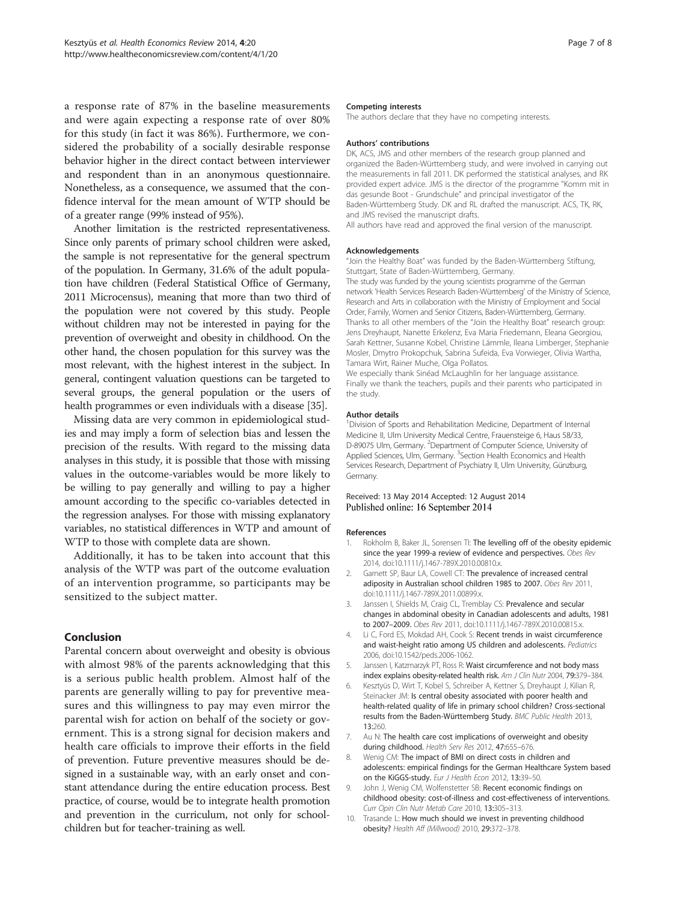a response rate of 87% in the baseline measurements and were again expecting a response rate of over 80% for this study (in fact it was 86%). Furthermore, we considered the probability of a socially desirable response behavior higher in the direct contact between interviewer and respondent than in an anonymous questionnaire. Nonetheless, as a consequence, we assumed that the confidence interval for the mean amount of WTP should be of a greater range (99% instead of 95%).

Another limitation is the restricted representativeness. Since only parents of primary school children were asked, the sample is not representative for the general spectrum of the population. In Germany, 31.6% of the adult population have children (Federal Statistical Office of Germany, 2011 Microcensus), meaning that more than two third of the population were not covered by this study. People without children may not be interested in paying for the prevention of overweight and obesity in childhood. On the other hand, the chosen population for this survey was the most relevant, with the highest interest in the subject. In general, contingent valuation questions can be targeted to several groups, the general population or the users of health programmes or even individuals with a disease [35].

Missing data are very common in epidemiological studies and may imply a form of selection bias and lessen the precision of the results. With regard to the missing data analyses in this study, it is possible that those with missing values in the outcome-variables would be more likely to be willing to pay generally and willing to pay a higher amount according to the specific co-variables detected in the regression analyses. For those with missing explanatory variables, no statistical differences in WTP and amount of WTP to those with complete data are shown.

Additionally, it has to be taken into account that this analysis of the WTP was part of the outcome evaluation of an intervention programme, so participants may be sensitized to the subject matter.

## Conclusion

Parental concern about overweight and obesity is obvious with almost 98% of the parents acknowledging that this is a serious public health problem. Almost half of the parents are generally willing to pay for preventive measures and this willingness to pay may even mirror the parental wish for action on behalf of the society or government. This is a strong signal for decision makers and health care officials to improve their efforts in the field of prevention. Future preventive measures should be designed in a sustainable way, with an early onset and constant attendance during the entire education process. Best practice, of course, would be to integrate health promotion and prevention in the curriculum, not only for schoolchildren but for teacher-training as well.

#### Competing interests

The authors declare that they have no competing interests.

#### Authors' contributions

DK, ACS, JMS and other members of the research group planned and organized the Baden-Württemberg study, and were involved in carrying out the measurements in fall 2011. DK performed the statistical analyses, and RK provided expert advice. JMS is the director of the programme "Komm mit in das gesunde Boot - Grundschule" and principal investigator of the Baden-Württemberg Study. DK and RL drafted the manuscript. ACS, TK, RK, and JMS revised the manuscript drafts.

All authors have read and approved the final version of the manuscript.

#### Acknowledgements

"Join the Healthy Boat" was funded by the Baden-Württemberg Stiftung, Stuttgart, State of Baden-Württemberg, Germany.

The study was funded by the young scientists programme of the German network 'Health Services Research Baden-Württemberg' of the Ministry of Science, Research and Arts in collaboration with the Ministry of Employment and Social Order, Family, Women and Senior Citizens, Baden-Württemberg, Germany. Thanks to all other members of the "Join the Healthy Boat" research group: Jens Dreyhaupt, Nanette Erkelenz, Eva Maria Friedemann, Eleana Georgiou, Sarah Kettner, Susanne Kobel, Christine Lämmle, Ileana Limberger, Stephanie Mosler, Dmytro Prokopchuk, Sabrina Sufeida, Eva Vorwieger, Olivia Wartha, Tamara Wirt, Rainer Muche, Olga Pollatos.

We especially thank Sinéad McLaughlin for her language assistance.

Finally we thank the teachers, pupils and their parents who participated in the study.

#### Author details

[1]Division of Sports and Rehabilitation Medicine, Department of Internal Medicine II, Ulm University Medical Centre, Frauensteige 6, Haus 58/33, D-89075 Ulm, Germany. [2]Department of Computer Science, University of Applied Sciences, Ulm, Germany. [3]Section Health Economics and Health Services Research, Department of Psychiatry II, Ulm University, Günzburg, Germany.

Received: 13 May 2014 Accepted: 12 August 2014
Published online: 16 September 2014

#### References

1. Rokholm B, Baker JL, Sorensen TI: The levelling off of the obesity epidemic since the year 1999-a review of evidence and perspectives. *Obes Rev* 2014, doi:10.1111/j.1467-789X.2010.00810.x.
2. Garnett SP, Baur LA, Cowell CT: The prevalence of increased central adiposity in Australian school children 1985 to 2007. *Obes Rev* 2011, doi:10.1111/j.1467-789X.2011.00899.x.
3. Janssen I, Shields M, Craig CL, Tremblay CS: Prevalence and secular changes in abdominal obesity in Canadian adolescents and adults, 1981 to 2007–2009. *Obes Rev* 2011, doi:10.1111/j.1467-789X.2010.00815.x.
4. Li C, Ford ES, Mokdad AH, Cook S: Recent trends in waist circumference and waist-height ratio among US children and adolescents. *Pediatrics* 2006, doi:10.1542/peds.2006-1062.
5. Janssen I, Katzmarzyk PT, Ross R: Waist circumference and not body mass index explains obesity-related health risk. *Am J Clin Nutr* 2004, 79:379–384.
6. Kesztyüs D, Wirt T, Kobel S, Schreiber A, Kettner S, Dreyhaupt J, Kilian R, Steinacker JM: Is central obesity associated with poorer health and health-related quality of life in primary school children? Cross-sectional results from the Baden-Württemberg Study. *BMC Public Health* 2013, 13:260.
7. Au N: The health care cost implications of overweight and obesity during childhood. *Health Serv Res* 2012, 47:655–676.
8. Wenig CM: The impact of BMI on direct costs in children and adolescents: empirical findings for the German Healthcare System based on the KiGGS-study. *Eur J Health Econ* 2012, 13:39–50.
9. John J, Wenig CM, Wolfenstetter SB: Recent economic findings on childhood obesity: cost-of-illness and cost-effectiveness of interventions. *Curr Opin Clin Nutr Metab Care* 2010, 13:305–313.
10. Trasande L: How much should we invest in preventing childhood obesity? *Health Aff (Millwood)* 2010, 29:372–378.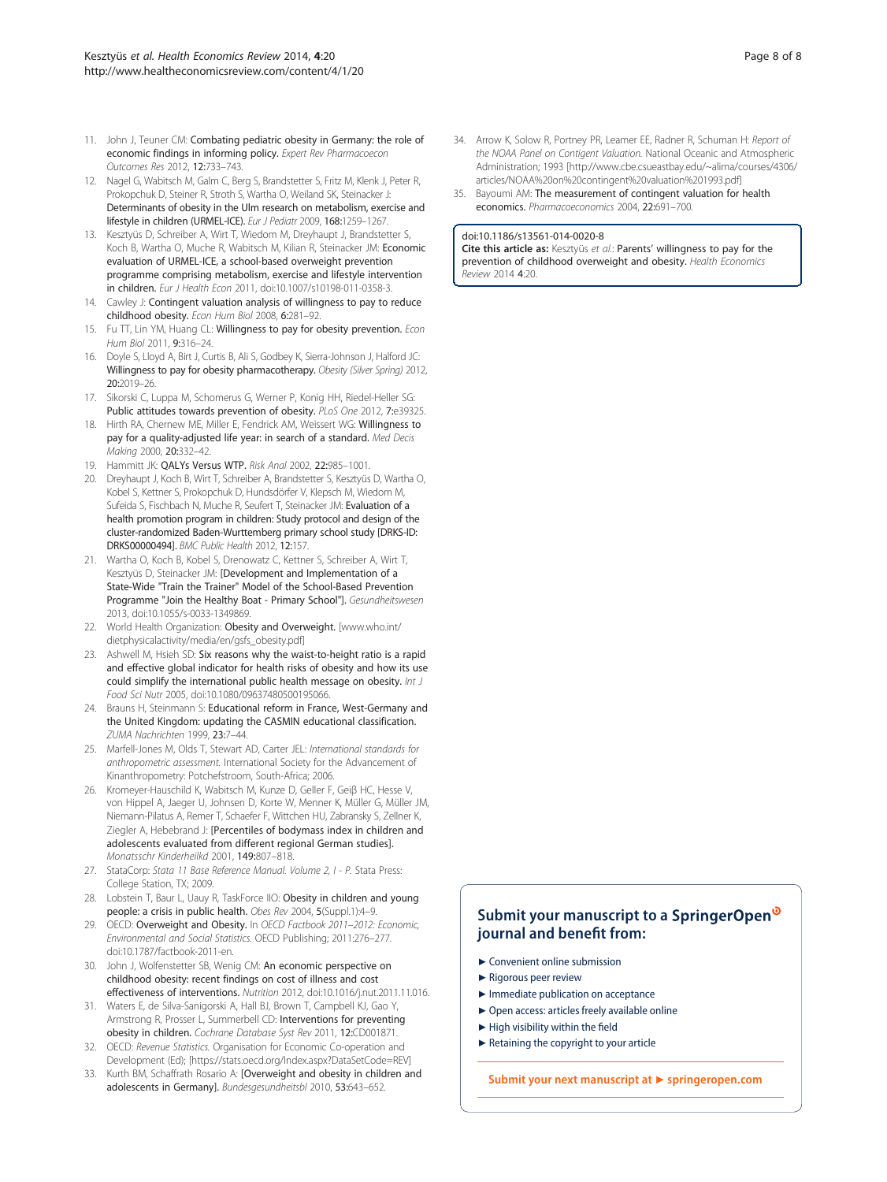11. John J, Teuner CM: Combating pediatric obesity in Germany: the role of economic findings in informing policy. *Expert Rev Pharmacoecon Outcomes Res* 2012, 12:733–743.
12. Nagel G, Wabitsch M, Galm C, Berg S, Brandstetter S, Fritz M, Klenk J, Peter R, Prokopchuk D, Steiner R, Stroth S, Wartha O, Weiland SK, Steinacker J: Determinants of obesity in the Ulm research on metabolism, exercise and lifestyle in children (URMEL-ICE). *Eur J Pediatr* 2009, 168:1259–1267.
13. Kesztyüs D, Schreiber A, Wirt T, Wiedom M, Dreyhaupt J, Brandstetter S, Koch B, Wartha O, Muche R, Wabitsch M, Kilian R, Steinacker JM: Economic evaluation of URMEL-ICE, a school-based overweight prevention programme comprising metabolism, exercise and lifestyle intervention in children. *Eur J Health Econ* 2011, doi:10.1007/s10198-011-0358-3.
14. Cawley J: Contingent valuation analysis of willingness to pay to reduce childhood obesity. *Econ Hum Biol* 2008, 6:281–92.
15. Fu TT, Lin YM, Huang CL: Willingness to pay for obesity prevention. *Econ Hum Biol* 2011, 9:316–24.
16. Doyle S, Lloyd A, Birt J, Curtis B, Ali S, Godbey K, Sierra-Johnson J, Halford JC: Willingness to pay for obesity pharmacotherapy. *Obesity (Silver Spring)* 2012, 20:2019–26.
17. Sikorski C, Luppa M, Schomerus G, Werner P, Konig HH, Riedel-Heller SG: Public attitudes towards prevention of obesity. *PLoS One* 2012, 7:e39325.
18. Hirth RA, Chernew ME, Miller E, Fendrick AM, Weissert WG: Willingness to pay for a quality-adjusted life year: in search of a standard. *Med Decis Making* 2000, 20:332–42.
19. Hammitt JK: QALYs Versus WTP. *Risk Anal* 2002, 22:985–1001.
20. Dreyhaupt J, Koch B, Wirt T, Schreiber A, Brandstetter S, Kesztyüs D, Wartha O, Kobel S, Kettner S, Prokopchuk D, Hundsdörfer V, Klepsch M, Wiedom M, Sufeida S, Fischbach N, Muche R, Seufert T, Steinacker JM: Evaluation of a health promotion program in children: Study protocol and design of the cluster-randomized Baden-Wurttemberg primary school study [DRKS-ID: DRKS00000494]. *BMC Public Health* 2012, 12:157.
21. Wartha O, Koch B, Kobel S, Drenowatz C, Kettner S, Schreiber A, Wirt T, Kesztyüs D, Steinacker JM: [Development and Implementation of a State-Wide "Train the Trainer" Model of the School-Based Prevention Programme "Join the Healthy Boat - Primary School"]. *Gesundheitswesen* 2013, doi:10.1055/s-0033-1349869.
22. World Health Organization: Obesity and Overweight. [www.who.int/dietphysicalactivity/media/en/gsfs_obesity.pdf]
23. Ashwell M, Hsieh SD: Six reasons why the waist-to-height ratio is a rapid and effective global indicator for health risks of obesity and how its use could simplify the international public health message on obesity. *Int J Food Sci Nutr* 2005, doi:10.1080/09637480500195066.
24. Brauns H, Steinmann S: Educational reform in France, West-Germany and the United Kingdom: updating the CASMIN educational classification. *ZUMA Nachrichten* 1999, 23:7–44.
25. Marfell-Jones M, Olds T, Stewart AD, Carter JEL: *International standards for anthropometric assessment.* International Society for the Advancement of Kinanthropometry: Potchefstroom, South-Africa; 2006.
26. Kromeyer-Hauschild K, Wabitsch M, Kunze D, Geller F, Geiβ HC, Hesse V, von Hippel A, Jaeger U, Johnsen D, Korte W, Menner K, Müller G, Müller JM, Niemann-Pilatus A, Remer T, Schaefer F, Wittchen HU, Zabransky S, Zellner K, Ziegler A, Hebebrand J: [Percentiles of bodymass index in children and adolescents evaluated from different regional German studies]. *Monatsschr Kinderheilkd* 2001, 149:807–818.
27. StataCorp: *Stata 11 Base Reference Manual. Volume 2, I - P.* Stata Press: College Station, TX; 2009.
28. Lobstein T, Baur L, Uauy R, TaskForce IIO: Obesity in children and young people: a crisis in public health. *Obes Rev* 2004, 5(Suppl.1):4–9.
29. OECD: Overweight and Obesity. In *OECD Factbook 2011–2012: Economic, Environmental and Social Statistics.* OECD Publishing; 2011:276–277. doi:10.1787/factbook-2011-en.
30. John J, Wolfenstetter SB, Wenig CM: An economic perspective on childhood obesity: recent findings on cost of illness and cost effectiveness of interventions. *Nutrition* 2012, doi:10.1016/j.nut.2011.11.016.
31. Waters E, de Silva-Sanigorski A, Hall BJ, Brown T, Campbell KJ, Gao Y, Armstrong R, Prosser L, Summerbell CD: Interventions for preventing obesity in children. *Cochrane Database Syst Rev* 2011, 12:CD001871.
32. OECD: *Revenue Statistics.* Organisation for Economic Co-operation and Development (Ed); [https://stats.oecd.org/Index.aspx?DataSetCode=REV]
33. Kurth BM, Schaffrath Rosario A: [Overweight and obesity in children and adolescents in Germany]. *Bundesgesundheitsbl* 2010, 53:643–652.
34. Arrow K, Solow R, Portney PR, Leamer EE, Radner R, Schuman H: *Report of the NOAA Panel on Contigent Valuation.* National Oceanic and Atmospheric Administration; 1993 [http://www.cbe.csueastbay.edu/~alima/courses/4306/articles/NOAA%20on%20contingent%20valuation%201993.pdf]
35. Bayoumi AM: The measurement of contingent valuation for health economics. *Pharmacoeconomics* 2004, 22:691–700.

doi:10.1186/s13561-014-0020-8
**Cite this article as:** Kesztyüs *et al.*: Parents' willingness to pay for the prevention of childhood overweight and obesity. *Health Economics Review* 2014 4:20.

**Submit your manuscript to a SpringerOpen journal and benefit from:**

- ► Convenient online submission
- ► Rigorous peer review
- ► Immediate publication on acceptance
- ► Open access: articles freely available online
- ► High visibility within the field
- ► Retaining the copyright to your article

**Submit your next manuscript at ► springeropen.com**